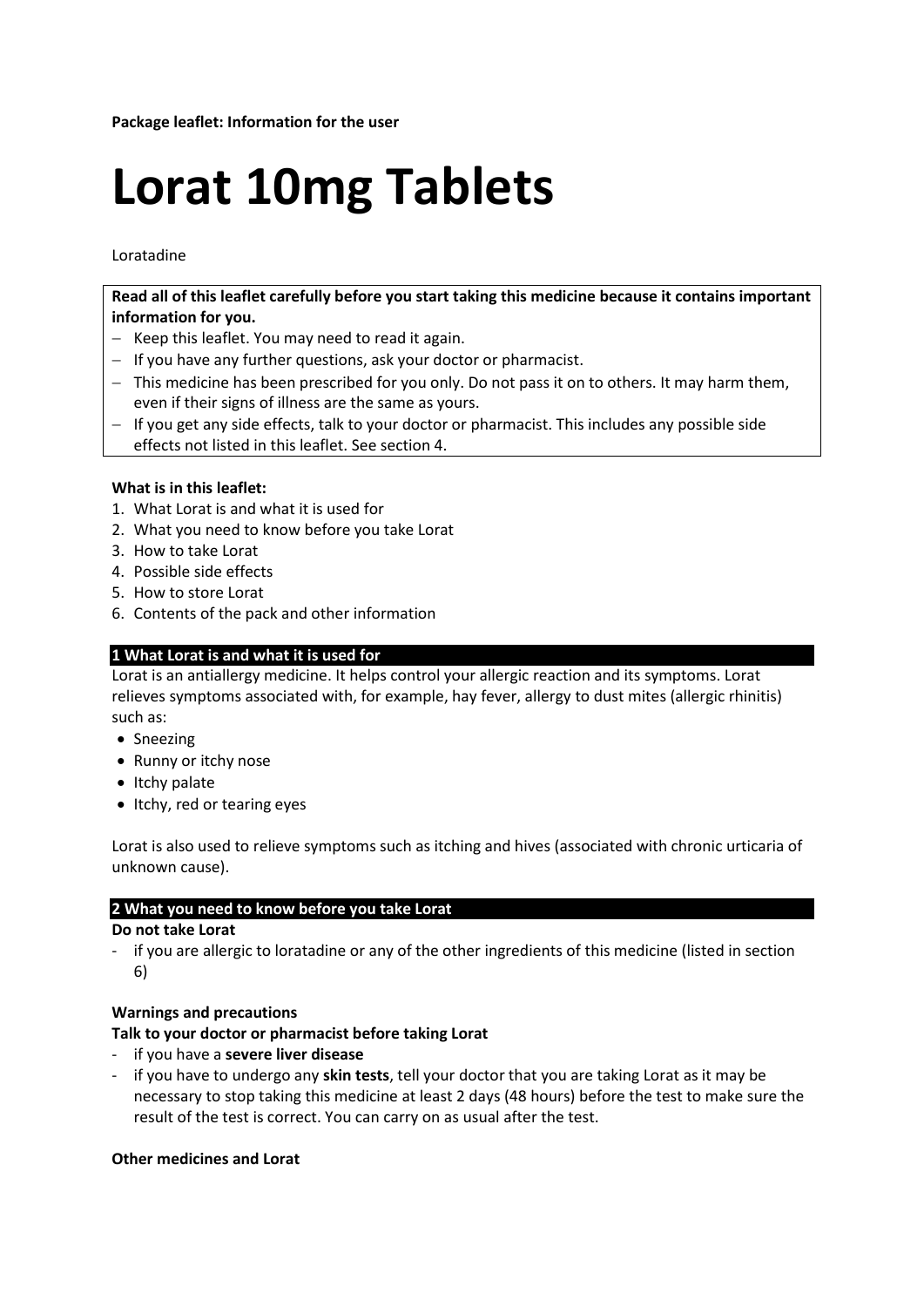**Package leaflet: Information for the user**

# Lorat 10mg Tablets

Loratadine

**Read all of this leaflet carefully before you start taking this medicine because it contains important information for you.**

- Keep this leaflet. You may need to read it again.
- If you have any further questions, ask your doctor or pharmacist.
- This medicine has been prescribed for you only. Do not pass it on to others. It may harm them, even if their signs of illness are the same as yours.
- If you get any side effects, talk to your doctor or pharmacist. This includes any possible side effects not listed in this leaflet. See section 4.

**What is in this leaflet:**

1. What Lorat is and what it is used for
2. What you need to know before you take Lorat
3. How to take Lorat
4. Possible side effects
5. How to store Lorat
6. Contents of the pack and other information

## 1 What Lorat is and what it is used for

Lorat is an antiallergy medicine. It helps control your allergic reaction and its symptoms. Lorat relieves symptoms associated with, for example, hay fever, allergy to dust mites (allergic rhinitis) such as:

- Sneezing
- Runny or itchy nose
- Itchy palate
- Itchy, red or tearing eyes

Lorat is also used to relieve symptoms such as itching and hives (associated with chronic urticaria of unknown cause).

## 2 What you need to know before you take Lorat

**Do not take Lorat**

- if you are allergic to loratadine or any of the other ingredients of this medicine (listed in section 6)

**Warnings and precautions**

**Talk to your doctor or pharmacist before taking Lorat**

- if you have a **severe liver disease**
- if you have to undergo any **skin tests**, tell your doctor that you are taking Lorat as it may be necessary to stop taking this medicine at least 2 days (48 hours) before the test to make sure the result of the test is correct. You can carry on as usual after the test.

**Other medicines and Lorat**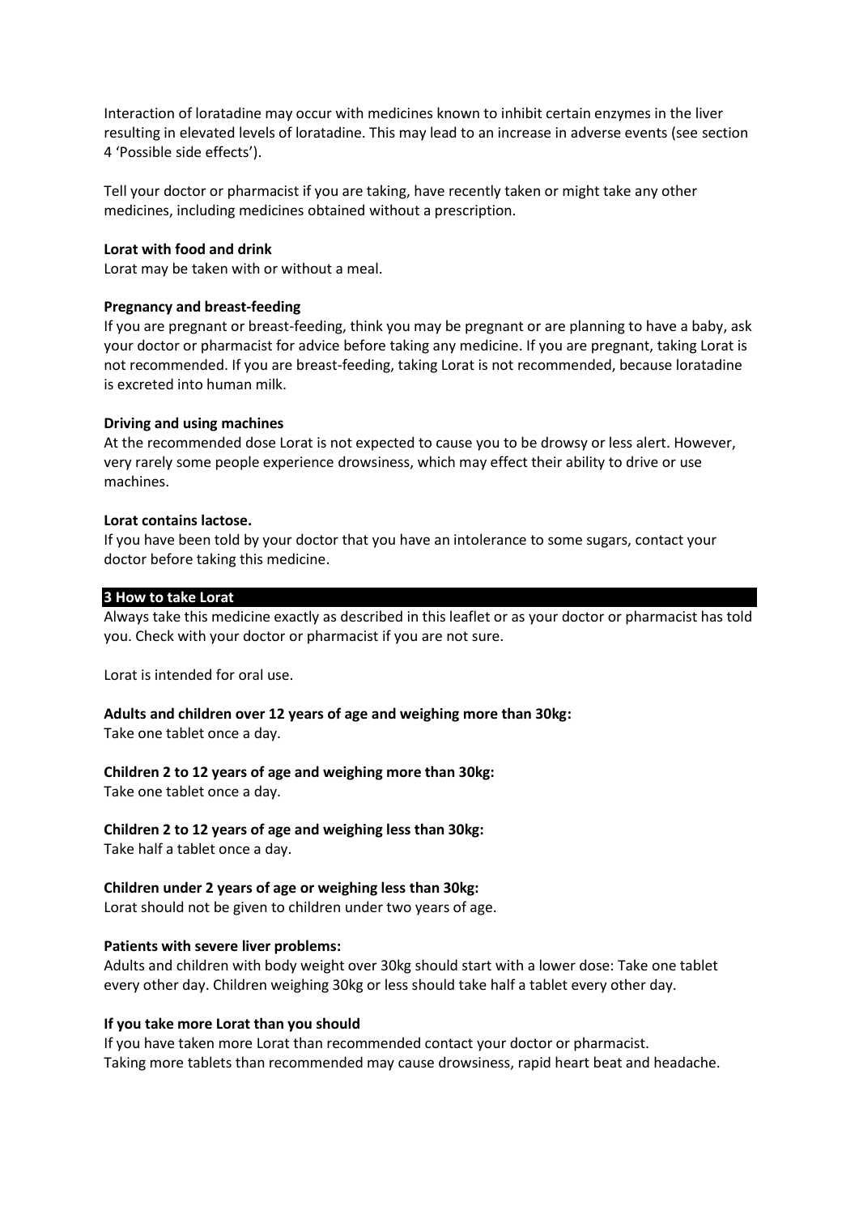Interaction of loratadine may occur with medicines known to inhibit certain enzymes in the liver resulting in elevated levels of loratadine. This may lead to an increase in adverse events (see section 4 'Possible side effects').

Tell your doctor or pharmacist if you are taking, have recently taken or might take any other medicines, including medicines obtained without a prescription.

**Lorat with food and drink**
Lorat may be taken with or without a meal.

**Pregnancy and breast-feeding**
If you are pregnant or breast-feeding, think you may be pregnant or are planning to have a baby, ask your doctor or pharmacist for advice before taking any medicine. If you are pregnant, taking Lorat is not recommended. If you are breast-feeding, taking Lorat is not recommended, because loratadine is excreted into human milk.

**Driving and using machines**
At the recommended dose Lorat is not expected to cause you to be drowsy or less alert. However, very rarely some people experience drowsiness, which may effect their ability to drive or use machines.

**Lorat contains lactose.**
If you have been told by your doctor that you have an intolerance to some sugars, contact your doctor before taking this medicine.

## 3 How to take Lorat

Always take this medicine exactly as described in this leaflet or as your doctor or pharmacist has told you. Check with your doctor or pharmacist if you are not sure.

Lorat is intended for oral use.

**Adults and children over 12 years of age and weighing more than 30kg:**
Take one tablet once a day.

**Children 2 to 12 years of age and weighing more than 30kg:**
Take one tablet once a day.

**Children 2 to 12 years of age and weighing less than 30kg:**
Take half a tablet once a day.

**Children under 2 years of age or weighing less than 30kg:**
Lorat should not be given to children under two years of age.

**Patients with severe liver problems:**
Adults and children with body weight over 30kg should start with a lower dose: Take one tablet every other day. Children weighing 30kg or less should take half a tablet every other day.

**If you take more Lorat than you should**
If you have taken more Lorat than recommended contact your doctor or pharmacist.
Taking more tablets than recommended may cause drowsiness, rapid heart beat and headache.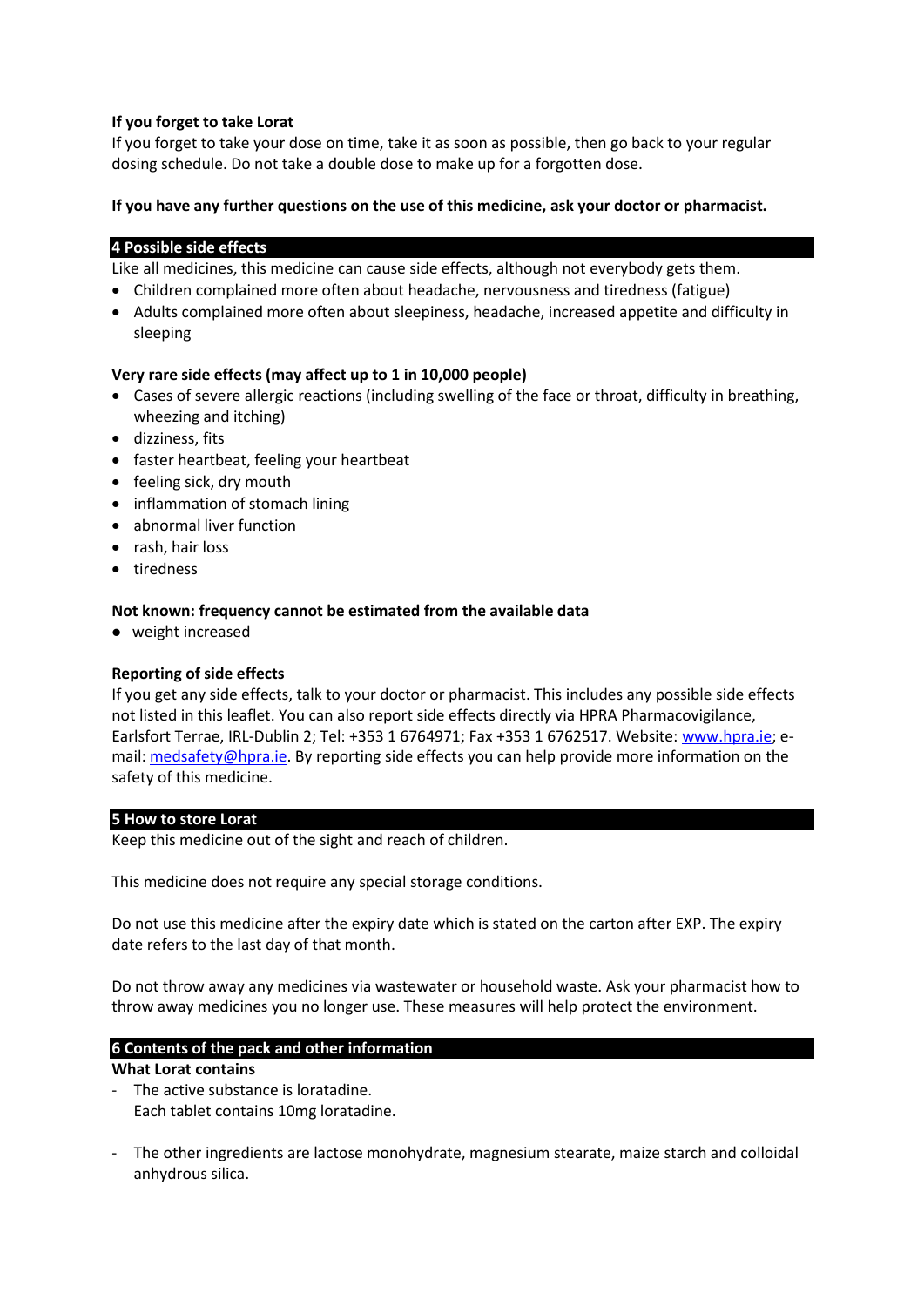**If you forget to take Lorat**

If you forget to take your dose on time, take it as soon as possible, then go back to your regular dosing schedule. Do not take a double dose to make up for a forgotten dose.

**If you have any further questions on the use of this medicine, ask your doctor or pharmacist.**

## 4 Possible side effects

Like all medicines, this medicine can cause side effects, although not everybody gets them.

- Children complained more often about headache, nervousness and tiredness (fatigue)
- Adults complained more often about sleepiness, headache, increased appetite and difficulty in sleeping

**Very rare side effects (may affect up to 1 in 10,000 people)**

- Cases of severe allergic reactions (including swelling of the face or throat, difficulty in breathing, wheezing and itching)
- dizziness, fits
- faster heartbeat, feeling your heartbeat
- feeling sick, dry mouth
- inflammation of stomach lining
- abnormal liver function
- rash, hair loss
- tiredness

**Not known: frequency cannot be estimated from the available data**

- weight increased

**Reporting of side effects**

If you get any side effects, talk to your doctor or pharmacist. This includes any possible side effects not listed in this leaflet. You can also report side effects directly via HPRA Pharmacovigilance, Earlsfort Terrace, IRL-Dublin 2; Tel: +353 1 6764971; Fax +353 1 6762517. Website: www.hpra.ie; e-mail: medsafety@hpra.ie. By reporting side effects you can help provide more information on the safety of this medicine.

## 5 How to store Lorat

Keep this medicine out of the sight and reach of children.

This medicine does not require any special storage conditions.

Do not use this medicine after the expiry date which is stated on the carton after EXP. The expiry date refers to the last day of that month.

Do not throw away any medicines via wastewater or household waste. Ask your pharmacist how to throw away medicines you no longer use. These measures will help protect the environment.

## 6 Contents of the pack and other information

**What Lorat contains**

- The active substance is loratadine.
  Each tablet contains 10mg loratadine.

- The other ingredients are lactose monohydrate, magnesium stearate, maize starch and colloidal anhydrous silica.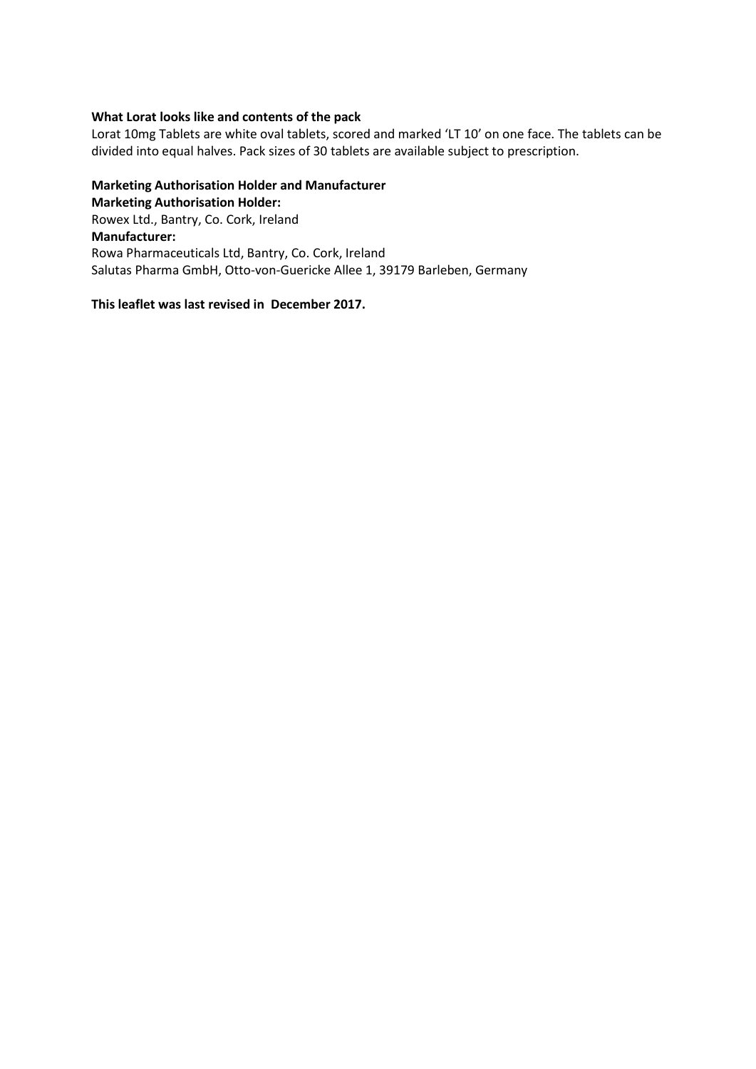**What Lorat looks like and contents of the pack**

Lorat 10mg Tablets are white oval tablets, scored and marked 'LT 10' on one face. The tablets can be divided into equal halves. Pack sizes of 30 tablets are available subject to prescription.

**Marketing Authorisation Holder and Manufacturer**

**Marketing Authorisation Holder:**

Rowex Ltd., Bantry, Co. Cork, Ireland

**Manufacturer:**

Rowa Pharmaceuticals Ltd, Bantry, Co. Cork, Ireland

Salutas Pharma GmbH, Otto-von-Guericke Allee 1, 39179 Barleben, Germany

**This leaflet was last revised in December 2017.**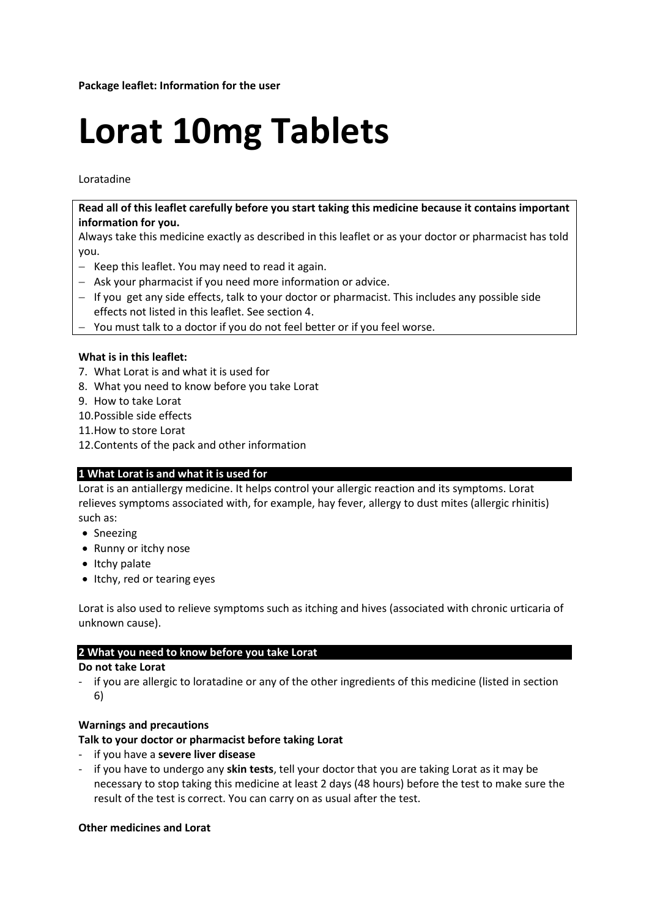**Package leaflet: Information for the user**

# Lorat 10mg Tablets

Loratadine

**Read all of this leaflet carefully before you start taking this medicine because it contains important information for you.**
Always take this medicine exactly as described in this leaflet or as your doctor or pharmacist has told you.

- Keep this leaflet. You may need to read it again.
- Ask your pharmacist if you need more information or advice.
- If you get any side effects, talk to your doctor or pharmacist. This includes any possible side effects not listed in this leaflet. See section 4.
- You must talk to a doctor if you do not feel better or if you feel worse.

**What is in this leaflet:**

7. What Lorat is and what it is used for
8. What you need to know before you take Lorat
9. How to take Lorat
10. Possible side effects
11. How to store Lorat
12. Contents of the pack and other information

## 1 What Lorat is and what it is used for

Lorat is an antiallergy medicine. It helps control your allergic reaction and its symptoms. Lorat relieves symptoms associated with, for example, hay fever, allergy to dust mites (allergic rhinitis) such as:

- Sneezing
- Runny or itchy nose
- Itchy palate
- Itchy, red or tearing eyes

Lorat is also used to relieve symptoms such as itching and hives (associated with chronic urticaria of unknown cause).

## 2 What you need to know before you take Lorat

**Do not take Lorat**

- if you are allergic to loratadine or any of the other ingredients of this medicine (listed in section 6)

**Warnings and precautions**

**Talk to your doctor or pharmacist before taking Lorat**

- if you have a **severe liver disease**
- if you have to undergo any **skin tests**, tell your doctor that you are taking Lorat as it may be necessary to stop taking this medicine at least 2 days (48 hours) before the test to make sure the result of the test is correct. You can carry on as usual after the test.

**Other medicines and Lorat**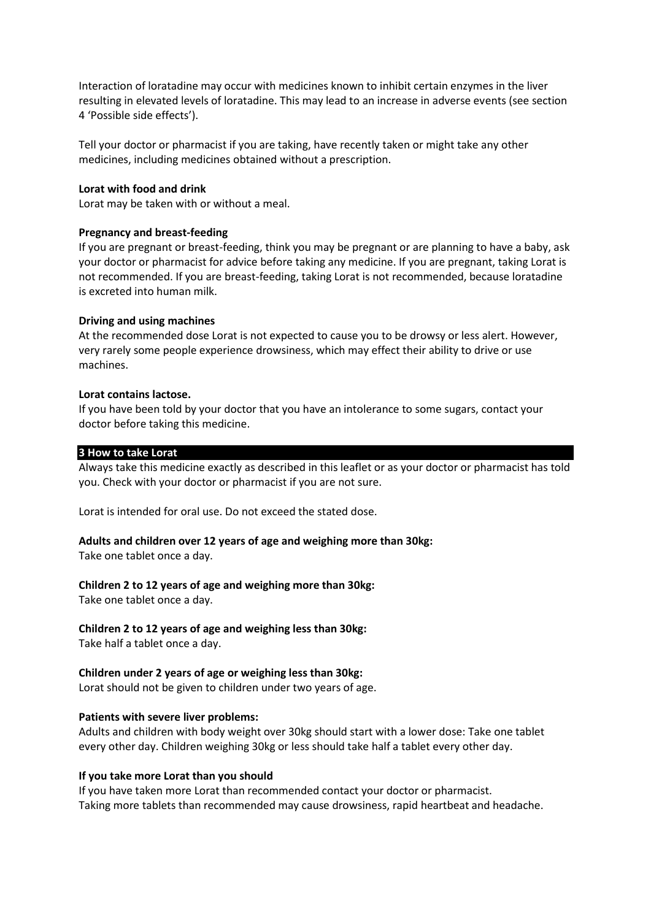Interaction of loratadine may occur with medicines known to inhibit certain enzymes in the liver resulting in elevated levels of loratadine. This may lead to an increase in adverse events (see section 4 'Possible side effects').

Tell your doctor or pharmacist if you are taking, have recently taken or might take any other medicines, including medicines obtained without a prescription.

**Lorat with food and drink**
Lorat may be taken with or without a meal.

**Pregnancy and breast-feeding**
If you are pregnant or breast-feeding, think you may be pregnant or are planning to have a baby, ask your doctor or pharmacist for advice before taking any medicine. If you are pregnant, taking Lorat is not recommended. If you are breast-feeding, taking Lorat is not recommended, because loratadine is excreted into human milk.

**Driving and using machines**
At the recommended dose Lorat is not expected to cause you to be drowsy or less alert. However, very rarely some people experience drowsiness, which may effect their ability to drive or use machines.

**Lorat contains lactose.**
If you have been told by your doctor that you have an intolerance to some sugars, contact your doctor before taking this medicine.

## 3 How to take Lorat

Always take this medicine exactly as described in this leaflet or as your doctor or pharmacist has told you. Check with your doctor or pharmacist if you are not sure.

Lorat is intended for oral use. Do not exceed the stated dose.

**Adults and children over 12 years of age and weighing more than 30kg:**
Take one tablet once a day.

**Children 2 to 12 years of age and weighing more than 30kg:**
Take one tablet once a day.

**Children 2 to 12 years of age and weighing less than 30kg:**
Take half a tablet once a day.

**Children under 2 years of age or weighing less than 30kg:**
Lorat should not be given to children under two years of age.

**Patients with severe liver problems:**
Adults and children with body weight over 30kg should start with a lower dose: Take one tablet every other day. Children weighing 30kg or less should take half a tablet every other day.

**If you take more Lorat than you should**
If you have taken more Lorat than recommended contact your doctor or pharmacist.
Taking more tablets than recommended may cause drowsiness, rapid heartbeat and headache.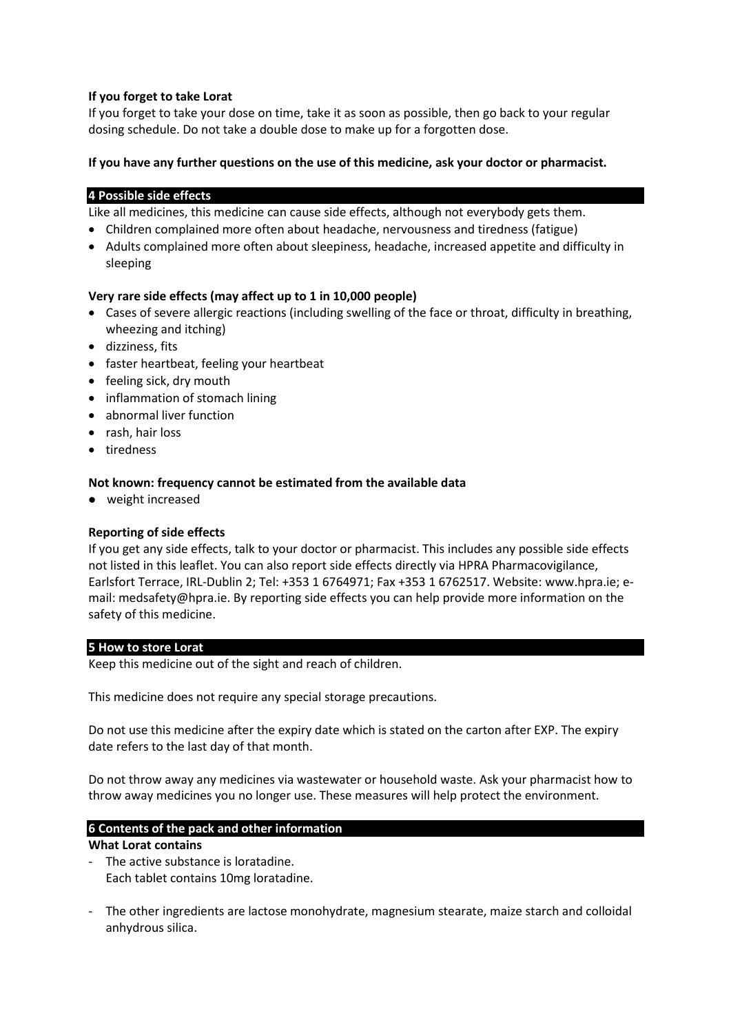**If you forget to take Lorat**

If you forget to take your dose on time, take it as soon as possible, then go back to your regular dosing schedule. Do not take a double dose to make up for a forgotten dose.

**If you have any further questions on the use of this medicine, ask your doctor or pharmacist.**

## 4 Possible side effects

Like all medicines, this medicine can cause side effects, although not everybody gets them.

- Children complained more often about headache, nervousness and tiredness (fatigue)
- Adults complained more often about sleepiness, headache, increased appetite and difficulty in sleeping

**Very rare side effects (may affect up to 1 in 10,000 people)**

- Cases of severe allergic reactions (including swelling of the face or throat, difficulty in breathing, wheezing and itching)
- dizziness, fits
- faster heartbeat, feeling your heartbeat
- feeling sick, dry mouth
- inflammation of stomach lining
- abnormal liver function
- rash, hair loss
- tiredness

**Not known: frequency cannot be estimated from the available data**

- weight increased

**Reporting of side effects**

If you get any side effects, talk to your doctor or pharmacist. This includes any possible side effects not listed in this leaflet. You can also report side effects directly via HPRA Pharmacovigilance, Earlsfort Terrace, IRL-Dublin 2; Tel: +353 1 6764971; Fax +353 1 6762517. Website: www.hpra.ie; e-mail: medsafety@hpra.ie. By reporting side effects you can help provide more information on the safety of this medicine.

## 5 How to store Lorat

Keep this medicine out of the sight and reach of children.

This medicine does not require any special storage precautions.

Do not use this medicine after the expiry date which is stated on the carton after EXP. The expiry date refers to the last day of that month.

Do not throw away any medicines via wastewater or household waste. Ask your pharmacist how to throw away medicines you no longer use. These measures will help protect the environment.

## 6 Contents of the pack and other information

**What Lorat contains**

- The active substance is loratadine.
  Each tablet contains 10mg loratadine.

- The other ingredients are lactose monohydrate, magnesium stearate, maize starch and colloidal anhydrous silica.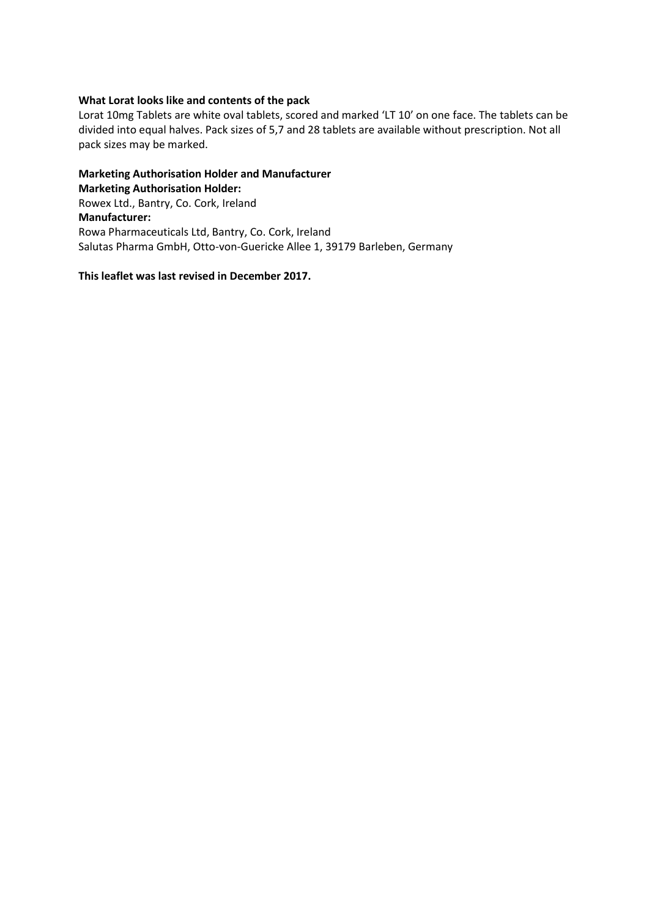**What Lorat looks like and contents of the pack**

Lorat 10mg Tablets are white oval tablets, scored and marked 'LT 10' on one face. The tablets can be divided into equal halves. Pack sizes of 5,7 and 28 tablets are available without prescription. Not all pack sizes may be marked.

**Marketing Authorisation Holder and Manufacturer**

**Marketing Authorisation Holder:**

Rowex Ltd., Bantry, Co. Cork, Ireland

**Manufacturer:**

Rowa Pharmaceuticals Ltd, Bantry, Co. Cork, Ireland

Salutas Pharma GmbH, Otto-von-Guericke Allee 1, 39179 Barleben, Germany

**This leaflet was last revised in December 2017.**